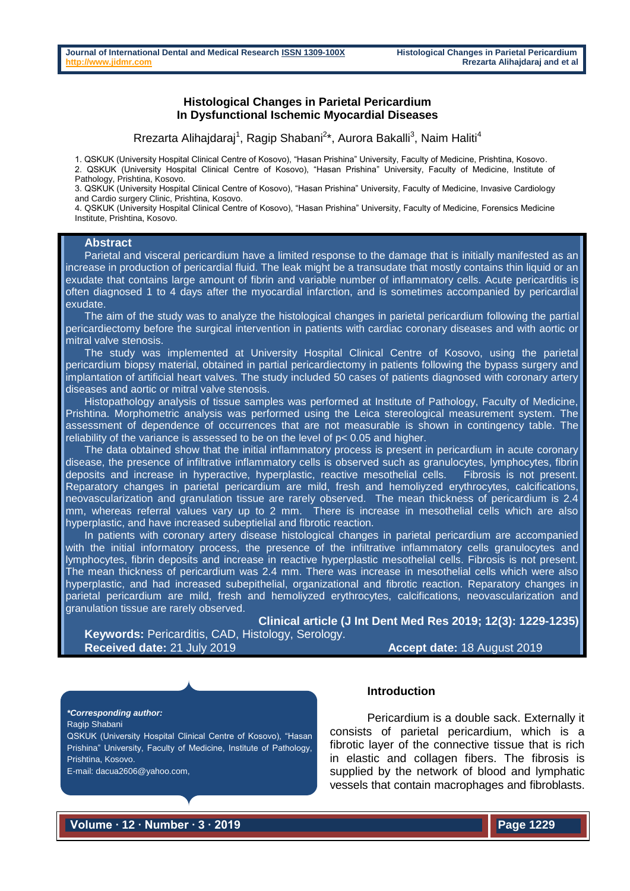# Histological Changes in Parietal Pericardium In Dysfunctional Ischemic Myocardial Diseases

Rrezarta Alihajdaraj[1], Ragip Shabani[2]*, Aurora Bakalli[3], Naim Haliti[4]

1. QSKUK (University Hospital Clinical Centre of Kosovo), "Hasan Prishina" University, Faculty of Medicine, Prishtina, Kosovo.
2. QSKUK (University Hospital Clinical Centre of Kosovo), "Hasan Prishina" University, Faculty of Medicine, Institute of Pathology, Prishtina, Kosovo.
3. QSKUK (University Hospital Clinical Centre of Kosovo), "Hasan Prishina" University, Faculty of Medicine, Invasive Cardiology and Cardio surgery Clinic, Prishtina, Kosovo.
4. QSKUK (University Hospital Clinical Centre of Kosovo), "Hasan Prishina" University, Faculty of Medicine, Forensics Medicine Institute, Prishtina, Kosovo.

## Abstract

Parietal and visceral pericardium have a limited response to the damage that is initially manifested as an increase in production of pericardial fluid. The leak might be a transudate that mostly contains thin liquid or an exudate that contains large amount of fibrin and variable number of inflammatory cells. Acute pericarditis is often diagnosed 1 to 4 days after the myocardial infarction, and is sometimes accompanied by pericardial exudate.

The aim of the study was to analyze the histological changes in parietal pericardium following the partial pericardiectomy before the surgical intervention in patients with cardiac coronary diseases and with aortic or mitral valve stenosis.

The study was implemented at University Hospital Clinical Centre of Kosovo, using the parietal pericardium biopsy material, obtained in partial pericardiectomy in patients following the bypass surgery and implantation of artificial heart valves. The study included 50 cases of patients diagnosed with coronary artery diseases and aortic or mitral valve stenosis.

Histopathology analysis of tissue samples was performed at Institute of Pathology, Faculty of Medicine, Prishtina. Morphometric analysis was performed using the Leica stereological measurement system. The assessment of dependence of occurrences that are not measurable is shown in contingency table. The reliability of the variance is assessed to be on the level of $p < 0.05$ and higher.

The data obtained show that the initial inflammatory process is present in pericardium in acute coronary disease, the presence of infiltrative inflammatory cells is observed such as granulocytes, lymphocytes, fibrin deposits and increase in hyperactive, hyperplastic, reactive mesothelial cells. Fibrosis is not present. Reparatory changes in parietal pericardium are mild, fresh and hemolyized erythrocytes, calcifications, neovascularization and granulation tissue are rarely observed. The mean thickness of pericardium is 2.4 mm, whereas referral values vary up to 2 mm. There is increase in mesothelial cells which are also hyperplastic, and have increased subeptielial and fibrotic reaction.

In patients with coronary artery disease histological changes in parietal pericardium are accompanied with the initial informatory process, the presence of the infiltrative inflammatory cells granulocytes and lymphocytes, fibrin deposits and increase in reactive hyperplastic mesothelial cells. Fibrosis is not present. The mean thickness of pericardium was 2.4 mm. There was increase in mesothelial cells which were also hyperplastic, and had increased subepithelial, organizational and fibrotic reaction. Reparatory changes in parietal pericardium are mild, fresh and hemolyized erythrocytes, calcifications, neovascularization and granulation tissue are rarely observed.

**Clinical article (J Int Dent Med Res 2019; 12(3): 1229-1235)**

**Keywords:** Pericarditis, CAD, Histology, Serology.

**Received date:** 21 July 2019 **Accept date:** 18 August 2019

***Corresponding author:***
Ragip Shabani
QSKUK (University Hospital Clinical Centre of Kosovo), "Hasan Prishina" University, Faculty of Medicine, Institute of Pathology, Prishtina, Kosovo.
E-mail: dacua2606@yahoo.com,

## Introduction

Pericardium is a double sack. Externally it consists of parietal pericardium, which is a fibrotic layer of the connective tissue that is rich in elastic and collagen fibers. The fibrosis is supplied by the network of blood and lymphatic vessels that contain macrophages and fibroblasts.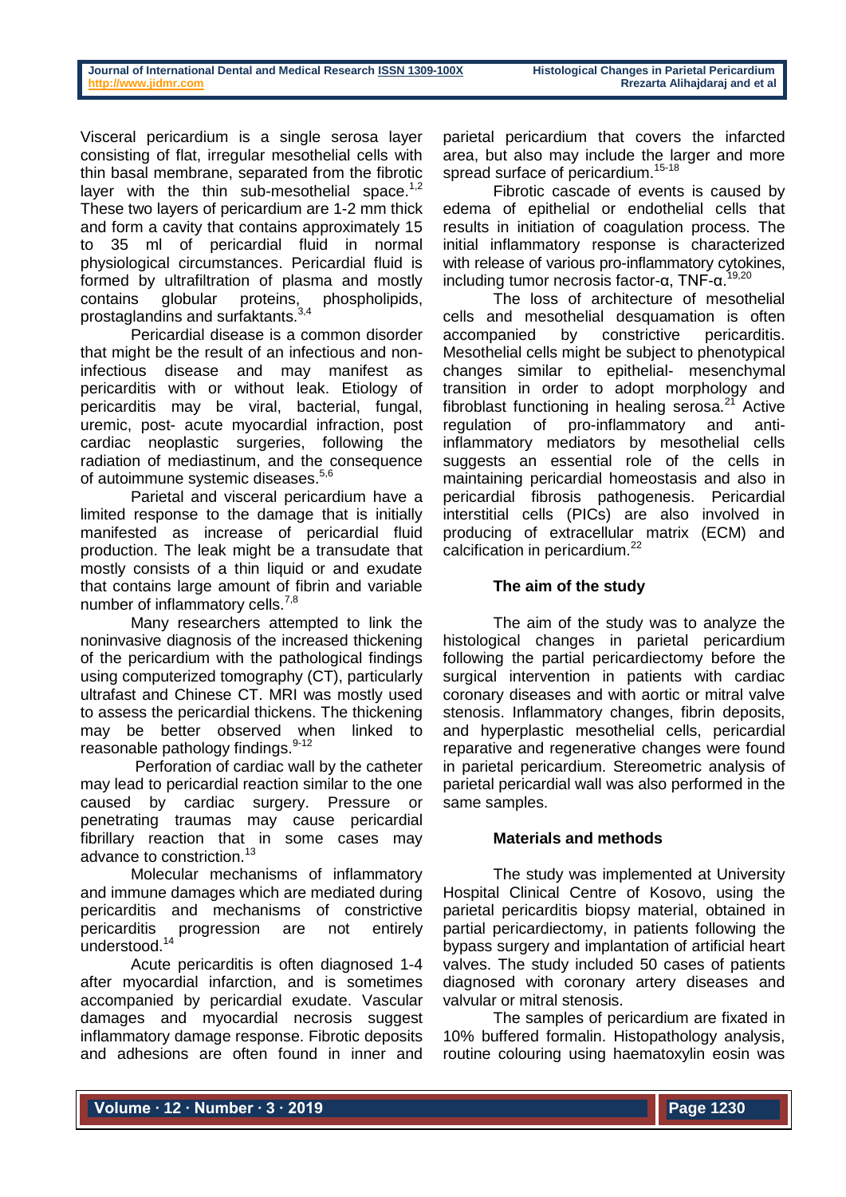Visceral pericardium is a single serosa layer consisting of flat, irregular mesothelial cells with thin basal membrane, separated from the fibrotic layer with the thin sub-mesothelial space.[1,2] These two layers of pericardium are 1-2 mm thick and form a cavity that contains approximately 15 to 35 ml of pericardial fluid in normal physiological circumstances. Pericardial fluid is formed by ultrafiltration of plasma and mostly contains globular proteins, phospholipids, prostaglandins and surfaktants.[3,4]

Pericardial disease is a common disorder that might be the result of an infectious and non-infectious disease and may manifest as pericarditis with or without leak. Etiology of pericarditis may be viral, bacterial, fungal, uremic, post- acute myocardial infraction, post cardiac neoplastic surgeries, following the radiation of mediastinum, and the consequence of autoimmune systemic diseases.[5,6]

Parietal and visceral pericardium have a limited response to the damage that is initially manifested as increase of pericardial fluid production. The leak might be a transudate that mostly consists of a thin liquid or and exudate that contains large amount of fibrin and variable number of inflammatory cells.[7,8]

Many researchers attempted to link the noninvasive diagnosis of the increased thickening of the pericardium with the pathological findings using computerized tomography (CT), particularly ultrafast and Chinese CT. MRI was mostly used to assess the pericardial thickens. The thickening may be better observed when linked to reasonable pathology findings.[9-12]

Perforation of cardiac wall by the catheter may lead to pericardial reaction similar to the one caused by cardiac surgery. Pressure or penetrating traumas may cause pericardial fibrillary reaction that in some cases may advance to constriction.[13]

Molecular mechanisms of inflammatory and immune damages which are mediated during pericarditis and mechanisms of constrictive pericarditis progression are not entirely understood.[14]

Acute pericarditis is often diagnosed 1-4 after myocardial infarction, and is sometimes accompanied by pericardial exudate. Vascular damages and myocardial necrosis suggest inflammatory damage response. Fibrotic deposits and adhesions are often found in inner and parietal pericardium that covers the infarcted area, but also may include the larger and more spread surface of pericardium.[15-18]

Fibrotic cascade of events is caused by edema of epithelial or endothelial cells that results in initiation of coagulation process. The initial inflammatory response is characterized with release of various pro-inflammatory cytokines, including tumor necrosis factor-α, TNF-α.[19,20]

The loss of architecture of mesothelial cells and mesothelial desquamation is often accompanied by constrictive pericarditis. Mesothelial cells might be subject to phenotypical changes similar to epithelial- mesenchymal transition in order to adopt morphology and fibroblast functioning in healing serosa.[21] Active regulation of pro-inflammatory and anti-inflammatory mediators by mesothelial cells suggests an essential role of the cells in maintaining pericardial homeostasis and also in pericardial fibrosis pathogenesis. Pericardial interstitial cells (PICs) are also involved in producing of extracellular matrix (ECM) and calcification in pericardium.[22]

## The aim of the study

The aim of the study was to analyze the histological changes in parietal pericardium following the partial pericardiectomy before the surgical intervention in patients with cardiac coronary diseases and with aortic or mitral valve stenosis. Inflammatory changes, fibrin deposits, and hyperplastic mesothelial cells, pericardial reparative and regenerative changes were found in parietal pericardium. Stereometric analysis of parietal pericardial wall was also performed in the same samples.

## Materials and methods

The study was implemented at University Hospital Clinical Centre of Kosovo, using the parietal pericarditis biopsy material, obtained in partial pericardiectomy, in patients following the bypass surgery and implantation of artificial heart valves. The study included 50 cases of patients diagnosed with coronary artery diseases and valvular or mitral stenosis.

The samples of pericardium are fixated in 10% buffered formalin. Histopathology analysis, routine colouring using haematoxylin eosin was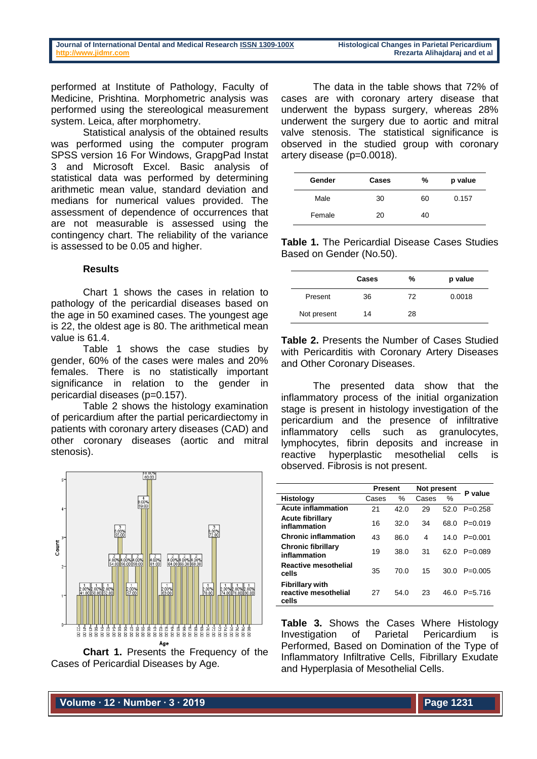performed at Institute of Pathology, Faculty of Medicine, Prishtina. Morphometric analysis was performed using the stereological measurement system. Leica, after morphometry.

Statistical analysis of the obtained results was performed using the computer program SPSS version 16 For Windows, GrapgPad Instat 3 and Microsoft Excel. Basic analysis of statistical data was performed by determining arithmetic mean value, standard deviation and medians for numerical values provided. The assessment of dependence of occurrences that are not measurable is assessed using the contingency chart. The reliability of the variance is assessed to be 0.05 and higher.

## Results

Chart 1 shows the cases in relation to pathology of the pericardial diseases based on the age in 50 examined cases. The youngest age is 22, the oldest age is 80. The arithmetical mean value is 61.4.

Table 1 shows the case studies by gender, 60% of the cases were males and 20% females. There is no statistically important significance in relation to the gender in pericardial diseases (p=0.157).

Table 2 shows the histology examination of pericardium after the partial pericardiectomy in patients with coronary artery diseases (CAD) and other coronary diseases (aortic and mitral stenosis).

**Chart 1.** Presents the Frequency of the Cases of Pericardial Diseases by Age.

The data in the table shows that 72% of cases are with coronary artery disease that underwent the bypass surgery, whereas 28% underwent the surgery due to aortic and mitral valve stenosis. The statistical significance is observed in the studied group with coronary artery disease (p=0.0018).

| Gender | Cases | % | p value |
|---|---|---|---|
| Male | 30 | 60 | 0.157 |
| Female | 20 | 40 | |

**Table 1.** The Pericardial Disease Cases Studies Based on Gender (No.50).

| | Cases | % | p value |
|---|---|---|---|
| Present | 36 | 72 | 0.0018 |
| Not present | 14 | 28 | |

**Table 2.** Presents the Number of Cases Studied with Pericarditis with Coronary Artery Diseases and Other Coronary Diseases.

The presented data show that the inflammatory process of the initial organization stage is present in histology investigation of the pericardium and the presence of infiltrative inflammatory cells such as granulocytes, lymphocytes, fibrin deposits and increase in reactive hyperplastic mesothelial cells is observed. Fibrosis is not present.

| | Present | | Not present | | P value |
|---|---|---|---|---|---|
| **Histology** | Cases | % | Cases | % | |
| **Acute inflammation** | 21 | 42.0 | 29 | 52.0 | P=0.258 |
| **Acute fibrillary inflammation** | 16 | 32.0 | 34 | 68.0 | P=0.019 |
| **Chronic inflammation** | 43 | 86.0 | 4 | 14.0 | P=0.001 |
| **Chronic fibrillary inflammation** | 19 | 38.0 | 31 | 62.0 | P=0.089 |
| **Reactive mesothelial cells** | 35 | 70.0 | 15 | 30.0 | P=0.005 |
| **Fibrillary with reactive mesothelial cells** | 27 | 54.0 | 23 | 46.0 | P=5.716 |

**Table 3.** Shows the Cases Where Histology Investigation of Parietal Pericardium is Performed, Based on Domination of the Type of Inflammatory Infiltrative Cells, Fibrillary Exudate and Hyperplasia of Mesothelial Cells.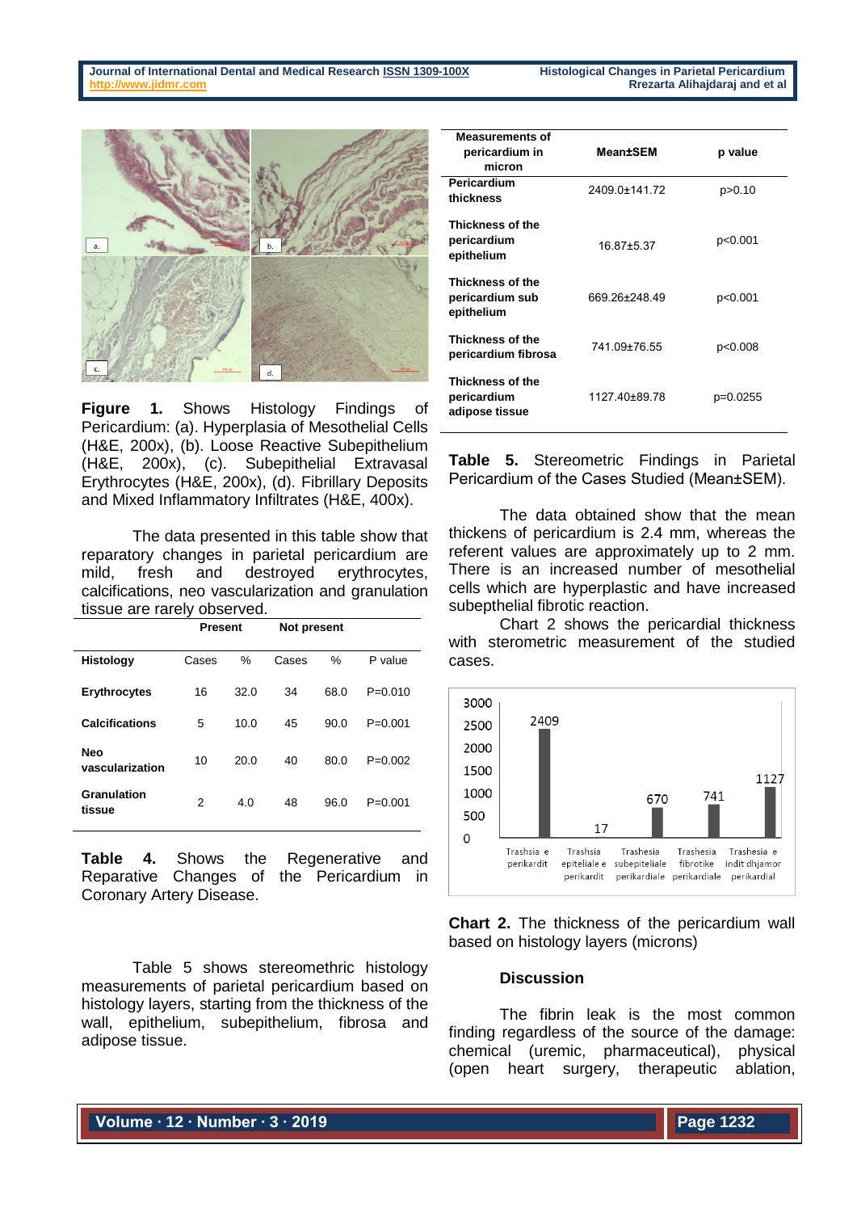**Figure 1.** Shows Histology Findings of Pericardium: (a). Hyperplasia of Mesothelial Cells (H&E, 200x), (b). Loose Reactive Subepithelium (H&E, 200x), (c). Subepithelial Extravasal Erythrocytes (H&E, 200x), (d). Fibrillary Deposits and Mixed Inflammatory Infiltrates (H&E, 400x).

The data presented in this table show that reparatory changes in parietal pericardium are mild, fresh and destroyed erythrocytes, calcifications, neo vascularization and granulation tissue are rarely observed.

| | Present | | Not present | | |
|---|---|---|---|---|---|
| **Histology** | Cases | % | Cases | % | P value |
| **Erythrocytes** | 16 | 32.0 | 34 | 68.0 | P=0.010 |
| **Calcifications** | 5 | 10.0 | 45 | 90.0 | P=0.001 |
| **Neo vascularization** | 10 | 20.0 | 40 | 80.0 | P=0.002 |
| **Granulation tissue** | 2 | 4.0 | 48 | 96.0 | P=0.001 |

**Table 4.** Shows the Regenerative and Reparative Changes of the Pericardium in Coronary Artery Disease.

Table 5 shows stereomethric histology measurements of parietal pericardium based on histology layers, starting from the thickness of the wall, epithelium, subepithelium, fibrosa and adipose tissue.

| Measurements of pericardium in micron | Mean±SEM | p value |
|---|---|---|
| **Pericardium thickness** | 2409.0±141.72 | p>0.10 |
| **Thickness of the pericardium epithelium** | 16.87±5.37 | p<0.001 |
| **Thickness of the pericardium sub epithelium** | 669.26±248.49 | p<0.001 |
| **Thickness of the pericardium fibrosa** | 741.09±76.55 | p<0.008 |
| **Thickness of the pericardium adipose tissue** | 1127.40±89.78 | p=0.0255 |

**Table 5.** Stereometric Findings in Parietal Pericardium of the Cases Studied (Mean±SEM).

The data obtained show that the mean thickens of pericardium is 2.4 mm, whereas the referent values are approximately up to 2 mm. There is an increased number of mesothelial cells which are hyperplastic and have increased subepthelial fibrotic reaction.

Chart 2 shows the pericardial thickness with sterometric measurement of the studied cases.

**Chart 2.** The thickness of the pericardium wall based on histology layers (microns)

### Discussion

The fibrin leak is the most common finding regardless of the source of the damage: chemical (uremic, pharmaceutical), physical (open heart surgery, therapeutic ablation,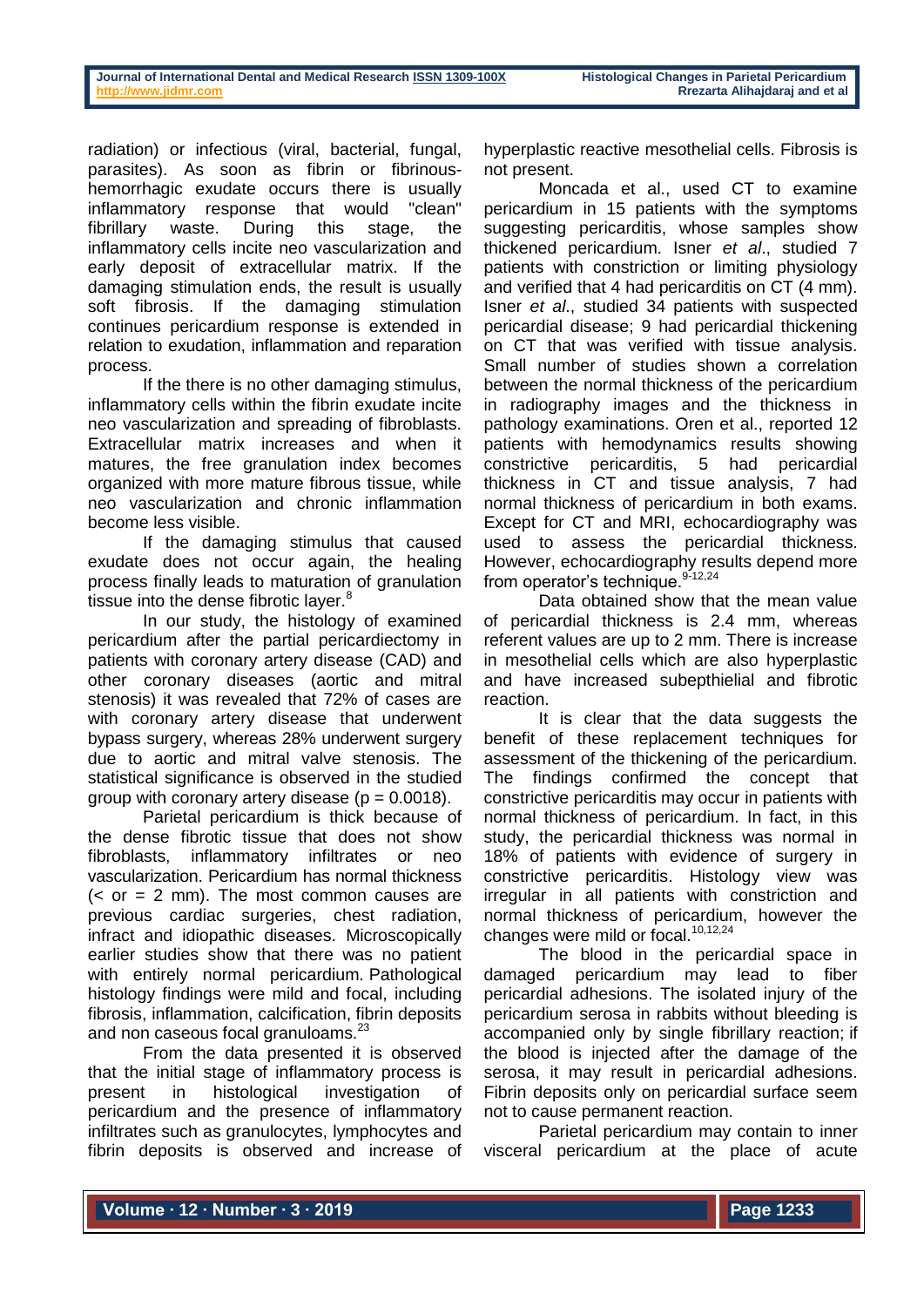radiation) or infectious (viral, bacterial, fungal, parasites). As soon as fibrin or fibrinous-hemorrhagic exudate occurs there is usually inflammatory response that would "clean" fibrillary waste. During this stage, the inflammatory cells incite neo vascularization and early deposit of extracellular matrix. If the damaging stimulation ends, the result is usually soft fibrosis. If the damaging stimulation continues pericardium response is extended in relation to exudation, inflammation and reparation process.

If the there is no other damaging stimulus, inflammatory cells within the fibrin exudate incite neo vascularization and spreading of fibroblasts. Extracellular matrix increases and when it matures, the free granulation index becomes organized with more mature fibrous tissue, while neo vascularization and chronic inflammation become less visible.

If the damaging stimulus that caused exudate does not occur again, the healing process finally leads to maturation of granulation tissue into the dense fibrotic layer.[8]

In our study, the histology of examined pericardium after the partial pericardiectomy in patients with coronary artery disease (CAD) and other coronary diseases (aortic and mitral stenosis) it was revealed that 72% of cases are with coronary artery disease that underwent bypass surgery, whereas 28% underwent surgery due to aortic and mitral valve stenosis. The statistical significance is observed in the studied group with coronary artery disease ($p = 0.0018$).

Parietal pericardium is thick because of the dense fibrotic tissue that does not show fibroblasts, inflammatory infiltrates or neo vascularization. Pericardium has normal thickness (< or = 2 mm). The most common causes are previous cardiac surgeries, chest radiation, infract and idiopathic diseases. Microscopically earlier studies show that there was no patient with entirely normal pericardium. Pathological histology findings were mild and focal, including fibrosis, inflammation, calcification, fibrin deposits and non caseous focal granuloams.[23]

From the data presented it is observed that the initial stage of inflammatory process is present in histological investigation of pericardium and the presence of inflammatory infiltrates such as granulocytes, lymphocytes and fibrin deposits is observed and increase of hyperplastic reactive mesothelial cells. Fibrosis is not present.

Moncada et al., used CT to examine pericardium in 15 patients with the symptoms suggesting pericarditis, whose samples show thickened pericardium. Isner *et al*., studied 7 patients with constriction or limiting physiology and verified that 4 had pericarditis on CT (4 mm). Isner *et al*., studied 34 patients with suspected pericardial disease; 9 had pericardial thickening on CT that was verified with tissue analysis. Small number of studies shown a correlation between the normal thickness of the pericardium in radiography images and the thickness in pathology examinations. Oren et al., reported 12 patients with hemodynamics results showing constrictive pericarditis, 5 had pericardial thickness in CT and tissue analysis, 7 had normal thickness of pericardium in both exams. Except for CT and MRI, echocardiography was used to assess the pericardial thickness. However, echocardiography results depend more from operator's technique.[9-12,24]

Data obtained show that the mean value of pericardial thickness is 2.4 mm, whereas referent values are up to 2 mm. There is increase in mesothelial cells which are also hyperplastic and have increased subepthielial and fibrotic reaction.

It is clear that the data suggests the benefit of these replacement techniques for assessment of the thickening of the pericardium. The findings confirmed the concept that constrictive pericarditis may occur in patients with normal thickness of pericardium. In fact, in this study, the pericardial thickness was normal in 18% of patients with evidence of surgery in constrictive pericarditis. Histology view was irregular in all patients with constriction and normal thickness of pericardium, however the changes were mild or focal.[10,12,24]

The blood in the pericardial space in damaged pericardium may lead to fiber pericardial adhesions. The isolated injury of the pericardium serosa in rabbits without bleeding is accompanied only by single fibrillary reaction; if the blood is injected after the damage of the serosa, it may result in pericardial adhesions. Fibrin deposits only on pericardial surface seem not to cause permanent reaction.

Parietal pericardium may contain to inner visceral pericardium at the place of acute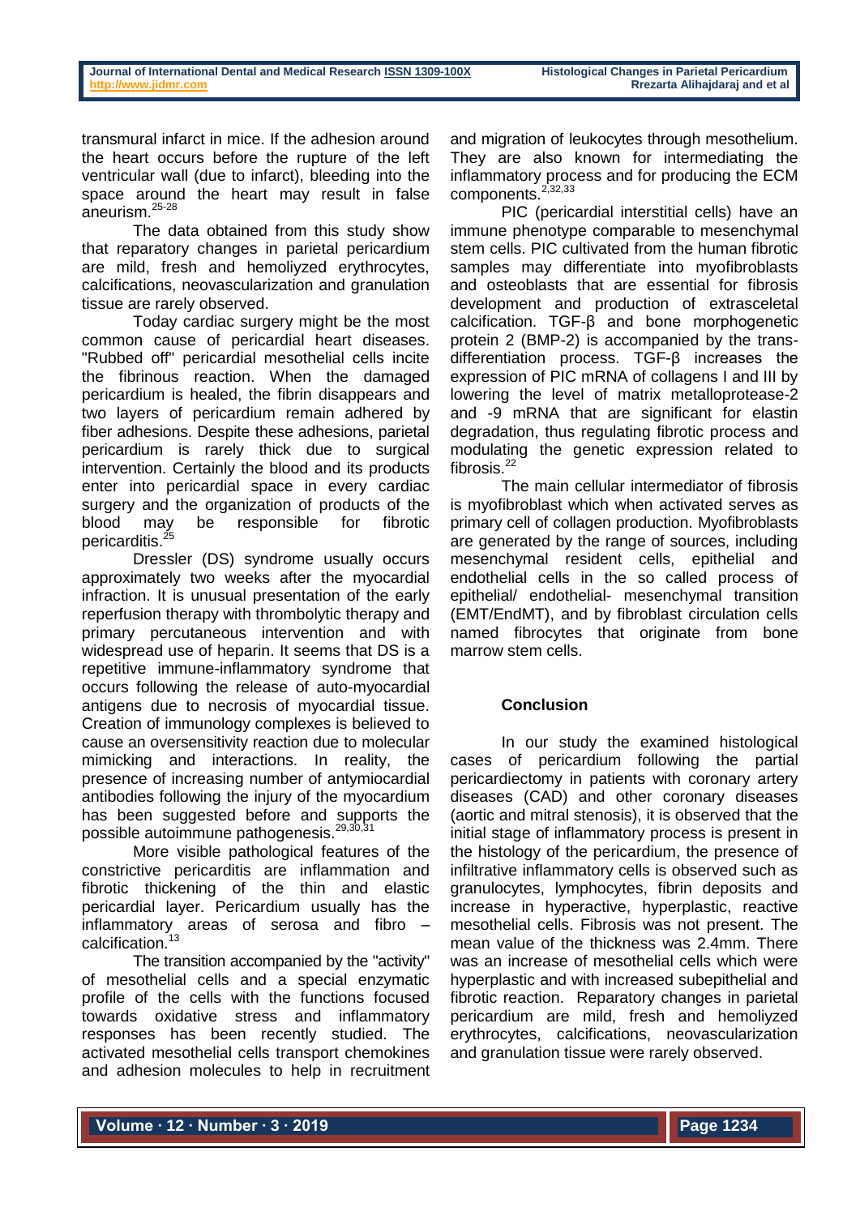transmural infarct in mice. If the adhesion around the heart occurs before the rupture of the left ventricular wall (due to infarct), bleeding into the space around the heart may result in false aneurism.[25-28]

The data obtained from this study show that reparatory changes in parietal pericardium are mild, fresh and hemoliyzed erythrocytes, calcifications, neovascularization and granulation tissue are rarely observed.

Today cardiac surgery might be the most common cause of pericardial heart diseases. "Rubbed off" pericardial mesothelial cells incite the fibrinous reaction. When the damaged pericardium is healed, the fibrin disappears and two layers of pericardium remain adhered by fiber adhesions. Despite these adhesions, parietal pericardium is rarely thick due to surgical intervention. Certainly the blood and its products enter into pericardial space in every cardiac surgery and the organization of products of the blood may be responsible for fibrotic pericarditis.[25]

Dressler (DS) syndrome usually occurs approximately two weeks after the myocardial infraction. It is unusual presentation of the early reperfusion therapy with thrombolytic therapy and primary percutaneous intervention and with widespread use of heparin. It seems that DS is a repetitive immune-inflammatory syndrome that occurs following the release of auto-myocardial antigens due to necrosis of myocardial tissue. Creation of immunology complexes is believed to cause an oversensitivity reaction due to molecular mimicking and interactions. In reality, the presence of increasing number of antymiocardial antibodies following the injury of the myocardium has been suggested before and supports the possible autoimmune pathogenesis.[29,30,31]

More visible pathological features of the constrictive pericarditis are inflammation and fibrotic thickening of the thin and elastic pericardial layer. Pericardium usually has the inflammatory areas of serosa and fibro – calcification.[13]

The transition accompanied by the "activity" of mesothelial cells and a special enzymatic profile of the cells with the functions focused towards oxidative stress and inflammatory responses has been recently studied. The activated mesothelial cells transport chemokines and adhesion molecules to help in recruitment and migration of leukocytes through mesothelium. They are also known for intermediating the inflammatory process and for producing the ECM components.[2,32,33]

PIC (pericardial interstitial cells) have an immune phenotype comparable to mesenchymal stem cells. PIC cultivated from the human fibrotic samples may differentiate into myofibroblasts and osteoblasts that are essential for fibrosis development and production of extrasceletal calcification. TGF-β and bone morphogenetic protein 2 (BMP-2) is accompanied by the trans-differentiation process. TGF-β increases the expression of PIC mRNA of collagens I and III by lowering the level of matrix metalloprotease-2 and -9 mRNA that are significant for elastin degradation, thus regulating fibrotic process and modulating the genetic expression related to fibrosis.[22]

The main cellular intermediator of fibrosis is myofibroblast which when activated serves as primary cell of collagen production. Myofibroblasts are generated by the range of sources, including mesenchymal resident cells, epithelial and endothelial cells in the so called process of epithelial/ endothelial- mesenchymal transition (EMT/EndMT), and by fibroblast circulation cells named fibrocytes that originate from bone marrow stem cells.

## Conclusion

In our study the examined histological cases of pericardium following the partial pericardiectomy in patients with coronary artery diseases (CAD) and other coronary diseases (aortic and mitral stenosis), it is observed that the initial stage of inflammatory process is present in the histology of the pericardium, the presence of infiltrative inflammatory cells is observed such as granulocytes, lymphocytes, fibrin deposits and increase in hyperactive, hyperplastic, reactive mesothelial cells. Fibrosis was not present. The mean value of the thickness was 2.4mm. There was an increase of mesothelial cells which were hyperplastic and with increased subepithelial and fibrotic reaction. Reparatory changes in parietal pericardium are mild, fresh and hemoliyzed erythrocytes, calcifications, neovascularization and granulation tissue were rarely observed.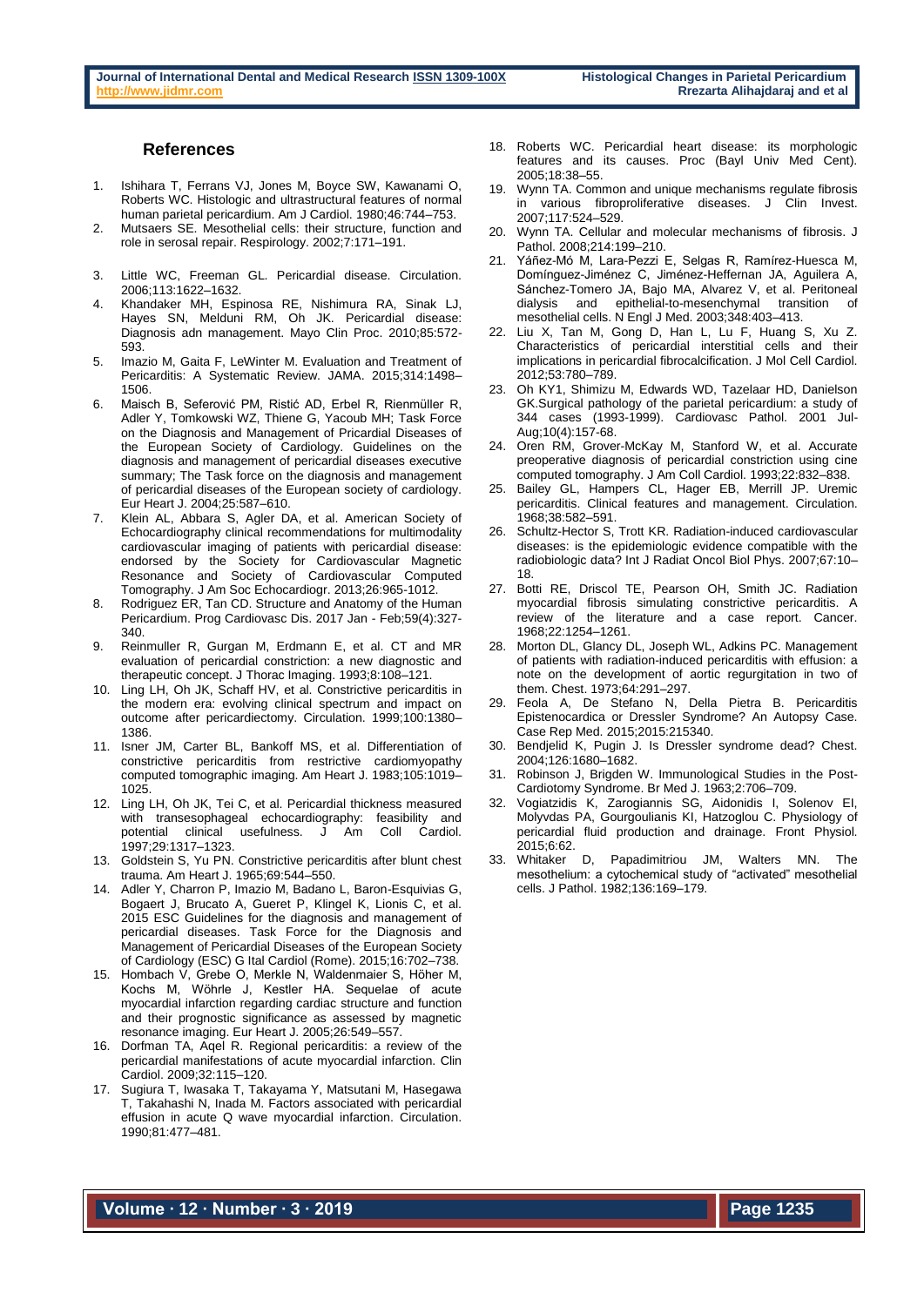## References

1. Ishihara T, Ferrans VJ, Jones M, Boyce SW, Kawanami O, Roberts WC. Histologic and ultrastructural features of normal human parietal pericardium. Am J Cardiol. 1980;46:744–753.
2. Mutsaers SE. Mesothelial cells: their structure, function and role in serosal repair. Respirology. 2002;7:171–191.
3. Little WC, Freeman GL. Pericardial disease. Circulation. 2006;113:1622–1632.
4. Khandaker MH, Espinosa RE, Nishimura RA, Sinak LJ, Hayes SN, Melduni RM, Oh JK. Pericardial disease: Diagnosis adn management. Mayo Clin Proc. 2010;85:572-593.
5. Imazio M, Gaita F, LeWinter M. Evaluation and Treatment of Pericarditis: A Systematic Review. JAMA. 2015;314:1498–1506.
6. Maisch B, Seferović PM, Ristić AD, Erbel R, Rienmüller R, Adler Y, Tomkowski WZ, Thiene G, Yacoub MH; Task Force on the Diagnosis and Management of Pricardial Diseases of the European Society of Cardiology. Guidelines on the diagnosis and management of pericardial diseases executive summary; The Task force on the diagnosis and management of pericardial diseases of the European society of cardiology. Eur Heart J. 2004;25:587–610.
7. Klein AL, Abbara S, Agler DA, et al. American Society of Echocardiography clinical recommendations for multimodality cardiovascular imaging of patients with pericardial disease: endorsed by the Society for Cardiovascular Magnetic Resonance and Society of Cardiovascular Computed Tomography. J Am Soc Echocardiogr. 2013;26:965-1012.
8. Rodriguez ER, Tan CD. Structure and Anatomy of the Human Pericardium. Prog Cardiovasc Dis. 2017 Jan - Feb;59(4):327-340.
9. Reinmuller R, Gurgan M, Erdmann E, et al. CT and MR evaluation of pericardial constriction: a new diagnostic and therapeutic concept. J Thorac Imaging. 1993;8:108–121.
10. Ling LH, Oh JK, Schaff HV, et al. Constrictive pericarditis in the modern era: evolving clinical spectrum and impact on outcome after pericardiectomy. Circulation. 1999;100:1380–1386.
11. Isner JM, Carter BL, Bankoff MS, et al. Differentiation of constrictive pericarditis from restrictive cardiomyopathy computed tomographic imaging. Am Heart J. 1983;105:1019–1025.
12. Ling LH, Oh JK, Tei C, et al. Pericardial thickness measured with transesophageal echocardiography: feasibility and potential clinical usefulness. J Am Coll Cardiol. 1997;29:1317–1323.
13. Goldstein S, Yu PN. Constrictive pericarditis after blunt chest trauma. Am Heart J. 1965;69:544–550.
14. Adler Y, Charron P, Imazio M, Badano L, Baron-Esquivias G, Bogaert J, Brucato A, Gueret P, Klingel K, Lionis C, et al. 2015 ESC Guidelines for the diagnosis and management of pericardial diseases. Task Force for the Diagnosis and Management of Pericardial Diseases of the European Society of Cardiology (ESC) G Ital Cardiol (Rome). 2015;16:702–738.
15. Hombach V, Grebe O, Merkle N, Waldenmaier S, Höher M, Kochs M, Wöhrle J, Kestler HA. Sequelae of acute myocardial infarction regarding cardiac structure and function and their prognostic significance as assessed by magnetic resonance imaging. Eur Heart J. 2005;26:549–557.
16. Dorfman TA, Aqel R. Regional pericarditis: a review of the pericardial manifestations of acute myocardial infarction. Clin Cardiol. 2009;32:115–120.
17. Sugiura T, Iwasaka T, Takayama Y, Matsutani M, Hasegawa T, Takahashi N, Inada M. Factors associated with pericardial effusion in acute Q wave myocardial infarction. Circulation. 1990;81:477–481.
18. Roberts WC. Pericardial heart disease: its morphologic features and its causes. Proc (Bayl Univ Med Cent). 2005;18:38–55.
19. Wynn TA. Common and unique mechanisms regulate fibrosis in various fibroproliferative diseases. J Clin Invest. 2007;117:524–529.
20. Wynn TA. Cellular and molecular mechanisms of fibrosis. J Pathol. 2008;214:199–210.
21. Yáñez-Mó M, Lara-Pezzi E, Selgas R, Ramírez-Huesca M, Domínguez-Jiménez C, Jiménez-Heffernan JA, Aguilera A, Sánchez-Tomero JA, Bajo MA, Alvarez V, et al. Peritoneal dialysis and epithelial-to-mesenchymal transition of mesothelial cells. N Engl J Med. 2003;348:403–413.
22. Liu X, Tan M, Gong D, Han L, Lu F, Huang S, Xu Z. Characteristics of pericardial interstitial cells and their implications in pericardial fibrocalcification. J Mol Cell Cardiol. 2012;53:780–789.
23. Oh KY1, Shimizu M, Edwards WD, Tazelaar HD, Danielson GK.Surgical pathology of the parietal pericardium: a study of 344 cases (1993-1999). Cardiovasc Pathol. 2001 Jul-Aug;10(4):157-68.
24. Oren RM, Grover-McKay M, Stanford W, et al. Accurate preoperative diagnosis of pericardial constriction using cine computed tomography. J Am Coll Cardiol. 1993;22:832–838.
25. Bailey GL, Hampers CL, Hager EB, Merrill JP. Uremic pericarditis. Clinical features and management. Circulation. 1968;38:582–591.
26. Schultz-Hector S, Trott KR. Radiation-induced cardiovascular diseases: is the epidemiologic evidence compatible with the radiobiologic data? Int J Radiat Oncol Biol Phys. 2007;67:10–18.
27. Botti RE, Driscol TE, Pearson OH, Smith JC. Radiation myocardial fibrosis simulating constrictive pericarditis. A review of the literature and a case report. Cancer. 1968;22:1254–1261.
28. Morton DL, Glancy DL, Joseph WL, Adkins PC. Management of patients with radiation-induced pericarditis with effusion: a note on the development of aortic regurgitation in two of them. Chest. 1973;64:291–297.
29. Feola A, De Stefano N, Della Pietra B. Pericarditis Epistenocardica or Dressler Syndrome? An Autopsy Case. Case Rep Med. 2015;2015:215340.
30. Bendjelid K, Pugin J. Is Dressler syndrome dead? Chest. 2004;126:1680–1682.
31. Robinson J, Brigden W. Immunological Studies in the Post-Cardiotomy Syndrome. Br Med J. 1963;2:706–709.
32. Vogiatzidis K, Zarogiannis SG, Aidonidis I, Solenov EI, Molyvdas PA, Gourgoulianis KI, Hatzoglou C. Physiology of pericardial fluid production and drainage. Front Physiol. 2015;6:62.
33. Whitaker D, Papadimitriou JM, Walters MN. The mesothelium: a cytochemical study of "activated" mesothelial cells. J Pathol. 1982;136:169–179.